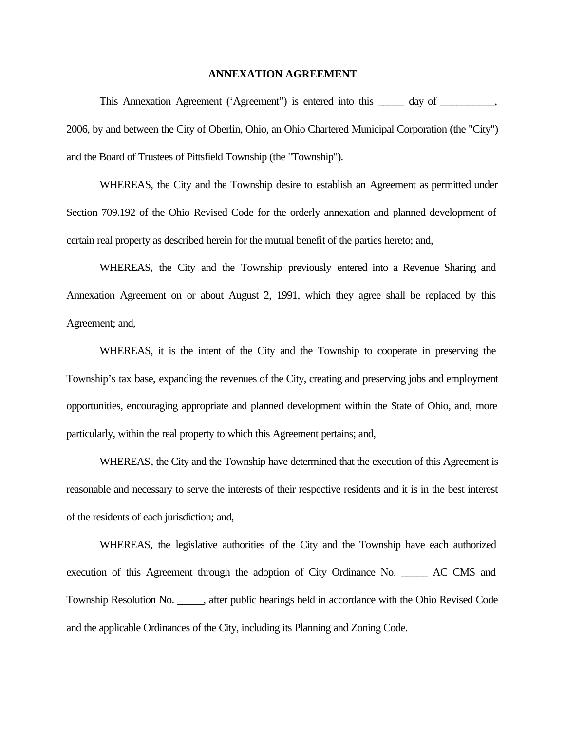# ANNEXATION AGREEMENT

This Annexation Agreement (‘Agreement”) is entered into this _____ day of __________, 2006, by and between the City of Oberlin, Ohio, an Ohio Chartered Municipal Corporation (the "City") and the Board of Trustees of Pittsfield Township (the "Township").

WHEREAS, the City and the Township desire to establish an Agreement as permitted under Section 709.192 of the Ohio Revised Code for the orderly annexation and planned development of certain real property as described herein for the mutual benefit of the parties hereto; and,

WHEREAS, the City and the Township previously entered into a Revenue Sharing and Annexation Agreement on or about August 2, 1991, which they agree shall be replaced by this Agreement; and,

WHEREAS, it is the intent of the City and the Township to cooperate in preserving the Township’s tax base, expanding the revenues of the City, creating and preserving jobs and employment opportunities, encouraging appropriate and planned development within the State of Ohio, and, more particularly, within the real property to which this Agreement pertains; and,

WHEREAS, the City and the Township have determined that the execution of this Agreement is reasonable and necessary to serve the interests of their respective residents and it is in the best interest of the residents of each jurisdiction; and,

WHEREAS, the legislative authorities of the City and the Township have each authorized execution of this Agreement through the adoption of City Ordinance No. _____ AC CMS and Township Resolution No. _____, after public hearings held in accordance with the Ohio Revised Code and the applicable Ordinances of the City, including its Planning and Zoning Code.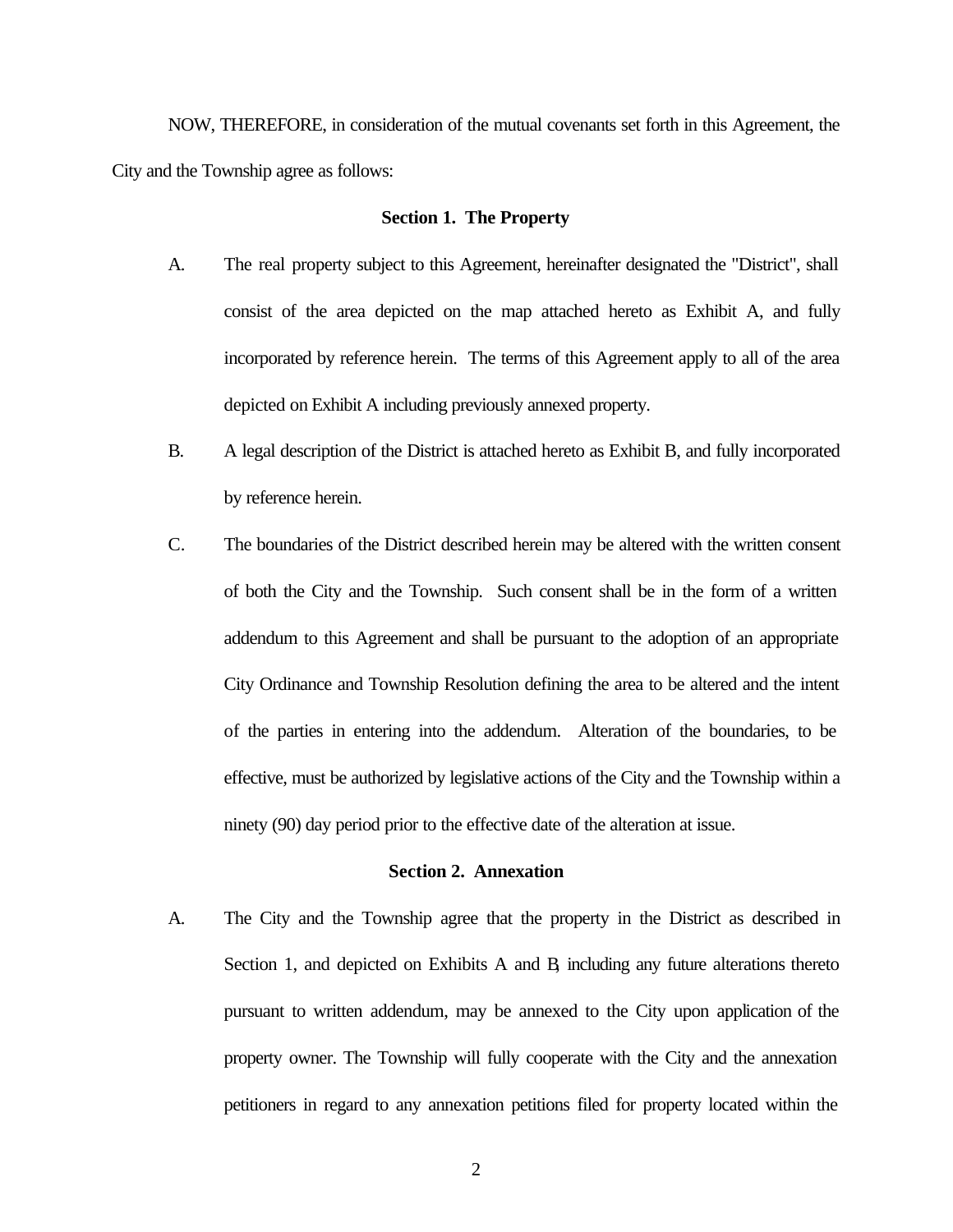NOW, THEREFORE, in consideration of the mutual covenants set forth in this Agreement, the City and the Township agree as follows:

### Section 1. The Property

A. The real property subject to this Agreement, hereinafter designated the "District", shall consist of the area depicted on the map attached hereto as Exhibit A, and fully incorporated by reference herein. The terms of this Agreement apply to all of the area depicted on Exhibit A including previously annexed property.

B. A legal description of the District is attached hereto as Exhibit B, and fully incorporated by reference herein.

C. The boundaries of the District described herein may be altered with the written consent of both the City and the Township. Such consent shall be in the form of a written addendum to this Agreement and shall be pursuant to the adoption of an appropriate City Ordinance and Township Resolution defining the area to be altered and the intent of the parties in entering into the addendum. Alteration of the boundaries, to be effective, must be authorized by legislative actions of the City and the Township within a ninety (90) day period prior to the effective date of the alteration at issue.

### Section 2. Annexation

A. The City and the Township agree that the property in the District as described in Section 1, and depicted on Exhibits A and B, including any future alterations thereto pursuant to written addendum, may be annexed to the City upon application of the property owner. The Township will fully cooperate with the City and the annexation petitioners in regard to any annexation petitions filed for property located within the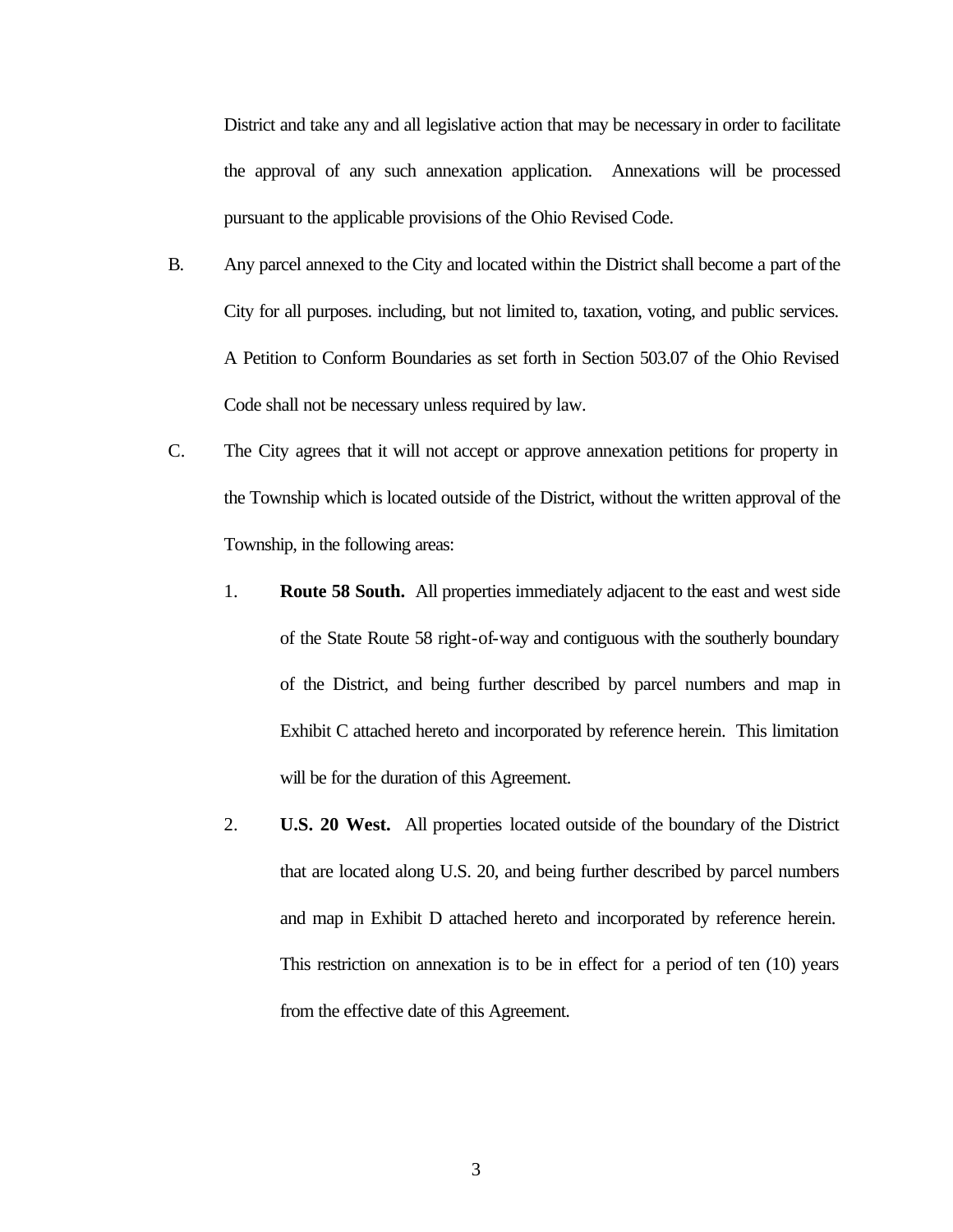District and take any and all legislative action that may be necessary in order to facilitate the approval of any such annexation application. Annexations will be processed pursuant to the applicable provisions of the Ohio Revised Code.

B. Any parcel annexed to the City and located within the District shall become a part of the City for all purposes. including, but not limited to, taxation, voting, and public services. A Petition to Conform Boundaries as set forth in Section 503.07 of the Ohio Revised Code shall not be necessary unless required by law.

C. The City agrees that it will not accept or approve annexation petitions for property in the Township which is located outside of the District, without the written approval of the Township, in the following areas:

   1. **Route 58 South.** All properties immediately adjacent to the east and west side of the State Route 58 right-of-way and contiguous with the southerly boundary of the District, and being further described by parcel numbers and map in Exhibit C attached hereto and incorporated by reference herein. This limitation will be for the duration of this Agreement.

   2. **U.S. 20 West.** All properties located outside of the boundary of the District that are located along U.S. 20, and being further described by parcel numbers and map in Exhibit D attached hereto and incorporated by reference herein. This restriction on annexation is to be in effect for a period of ten (10) years from the effective date of this Agreement.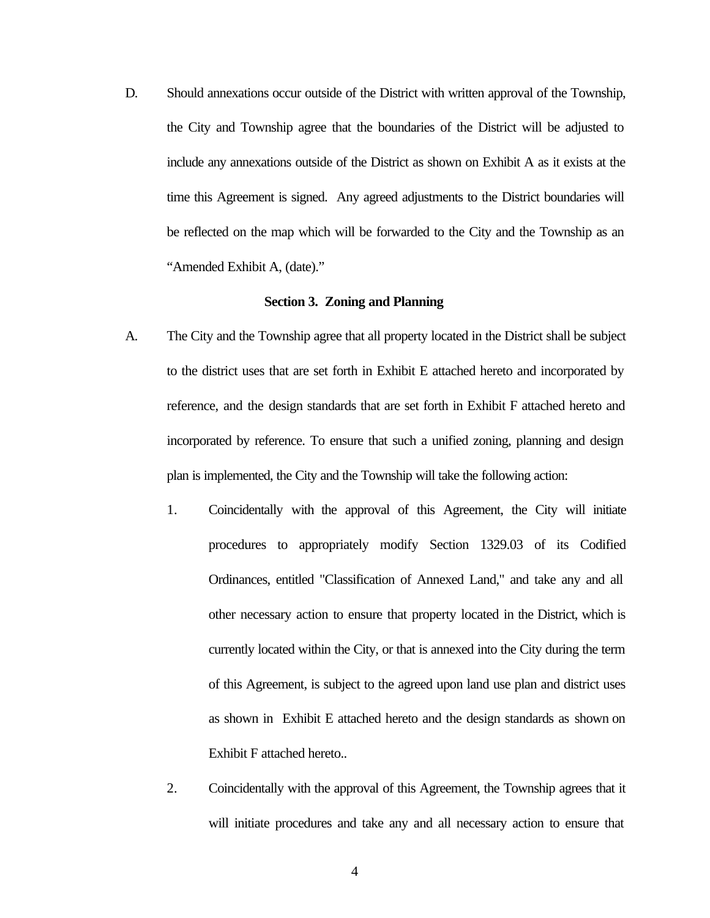D. Should annexations occur outside of the District with written approval of the Township, the City and Township agree that the boundaries of the District will be adjusted to include any annexations outside of the District as shown on Exhibit A as it exists at the time this Agreement is signed. Any agreed adjustments to the District boundaries will be reflected on the map which will be forwarded to the City and the Township as an "Amended Exhibit A, (date)."

**Section 3. Zoning and Planning**

A. The City and the Township agree that all property located in the District shall be subject to the district uses that are set forth in Exhibit E attached hereto and incorporated by reference, and the design standards that are set forth in Exhibit F attached hereto and incorporated by reference. To ensure that such a unified zoning, planning and design plan is implemented, the City and the Township will take the following action:

   1. Coincidentally with the approval of this Agreement, the City will initiate procedures to appropriately modify Section 1329.03 of its Codified Ordinances, entitled "Classification of Annexed Land," and take any and all other necessary action to ensure that property located in the District, which is currently located within the City, or that is annexed into the City during the term of this Agreement, is subject to the agreed upon land use plan and district uses as shown in Exhibit E attached hereto and the design standards as shown on Exhibit F attached hereto..

   2. Coincidentally with the approval of this Agreement, the Township agrees that it will initiate procedures and take any and all necessary action to ensure that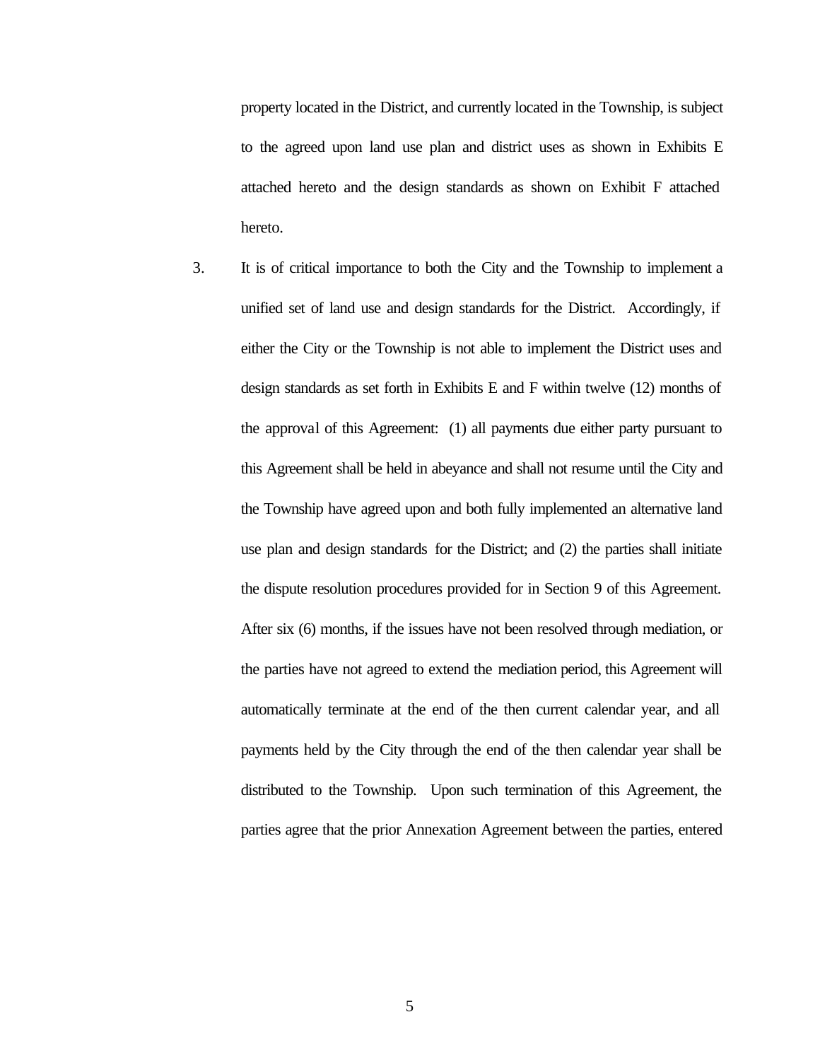property located in the District, and currently located in the Township, is subject to the agreed upon land use plan and district uses as shown in Exhibits E attached hereto and the design standards as shown on Exhibit F attached hereto.

3. It is of critical importance to both the City and the Township to implement a unified set of land use and design standards for the District. Accordingly, if either the City or the Township is not able to implement the District uses and design standards as set forth in Exhibits E and F within twelve (12) months of the approval of this Agreement: (1) all payments due either party pursuant to this Agreement shall be held in abeyance and shall not resume until the City and the Township have agreed upon and both fully implemented an alternative land use plan and design standards for the District; and (2) the parties shall initiate the dispute resolution procedures provided for in Section 9 of this Agreement. After six (6) months, if the issues have not been resolved through mediation, or the parties have not agreed to extend the mediation period, this Agreement will automatically terminate at the end of the then current calendar year, and all payments held by the City through the end of the then calendar year shall be distributed to the Township. Upon such termination of this Agreement, the parties agree that the prior Annexation Agreement between the parties, entered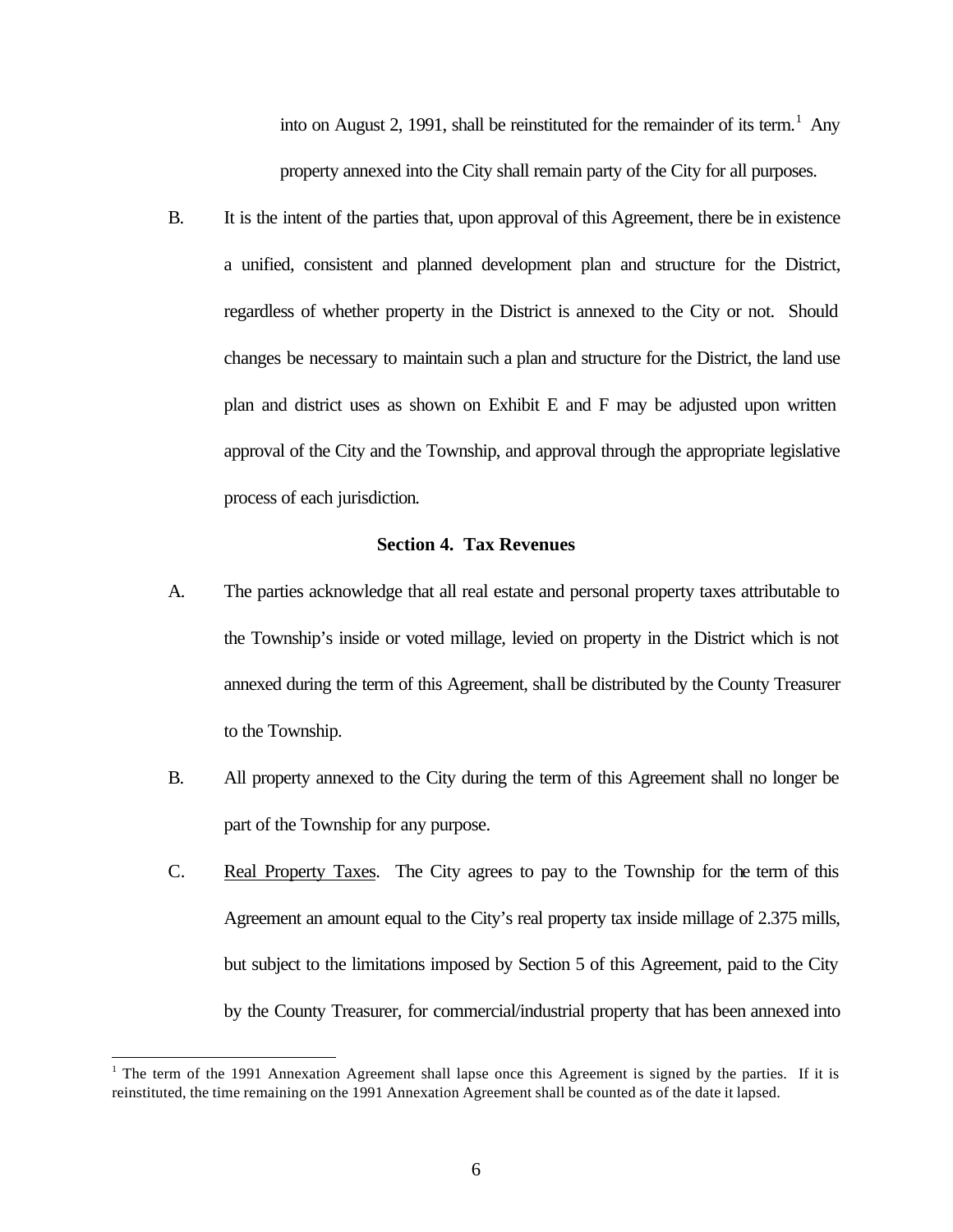into on August 2, 1991, shall be reinstituted for the remainder of its term.[1] Any property annexed into the City shall remain party of the City for all purposes.

B. It is the intent of the parties that, upon approval of this Agreement, there be in existence a unified, consistent and planned development plan and structure for the District, regardless of whether property in the District is annexed to the City or not. Should changes be necessary to maintain such a plan and structure for the District, the land use plan and district uses as shown on Exhibit E and F may be adjusted upon written approval of the City and the Township, and approval through the appropriate legislative process of each jurisdiction.

### Section 4. Tax Revenues

A. The parties acknowledge that all real estate and personal property taxes attributable to the Township's inside or voted millage, levied on property in the District which is not annexed during the term of this Agreement, shall be distributed by the County Treasurer to the Township.

B. All property annexed to the City during the term of this Agreement shall no longer be part of the Township for any purpose.

C. Real Property Taxes. The City agrees to pay to the Township for the term of this Agreement an amount equal to the City's real property tax inside millage of 2.375 mills, but subject to the limitations imposed by Section 5 of this Agreement, paid to the City by the County Treasurer, for commercial/industrial property that has been annexed into

---

[1] The term of the 1991 Annexation Agreement shall lapse once this Agreement is signed by the parties. If it is reinstituted, the time remaining on the 1991 Annexation Agreement shall be counted as of the date it lapsed.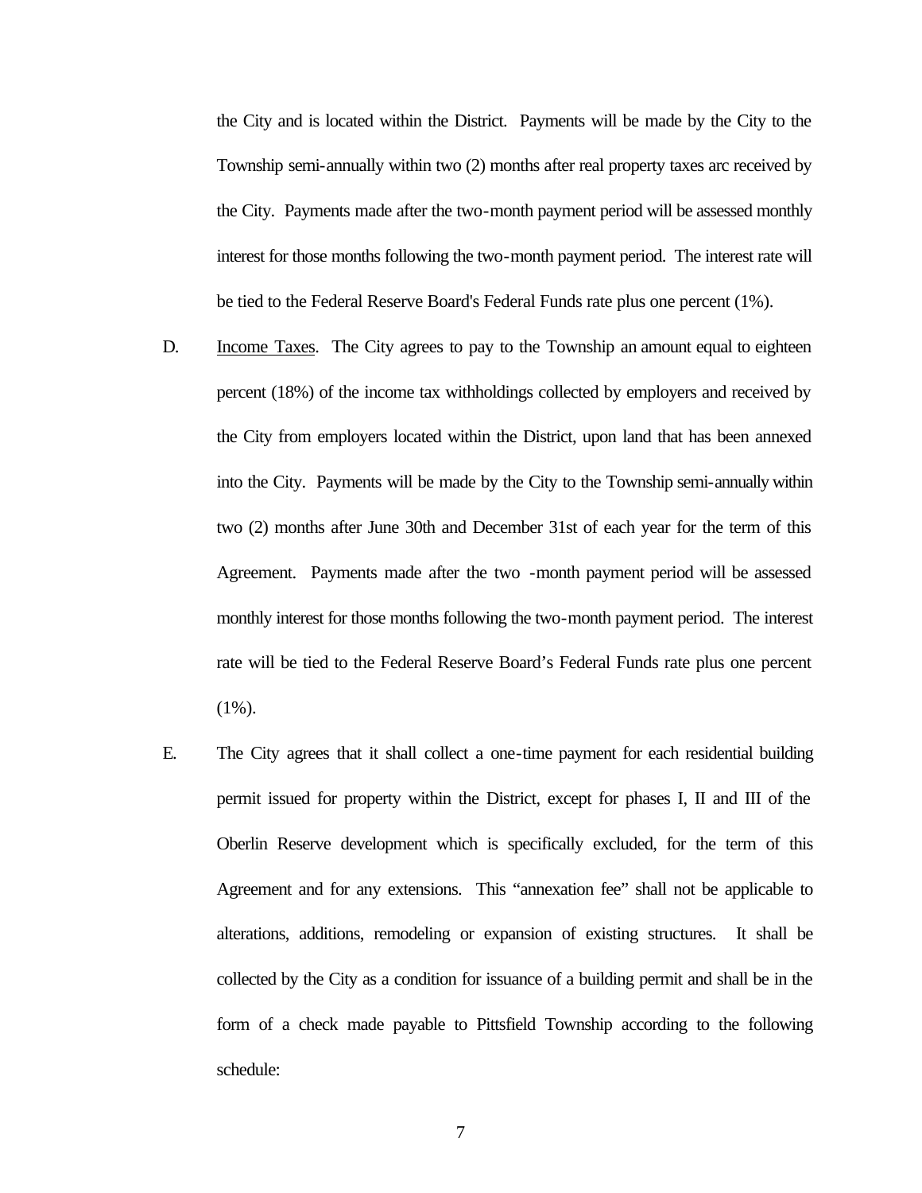the City and is located within the District. Payments will be made by the City to the Township semi-annually within two (2) months after real property taxes arc received by the City. Payments made after the two-month payment period will be assessed monthly interest for those months following the two-month payment period. The interest rate will be tied to the Federal Reserve Board's Federal Funds rate plus one percent (1%).

D. Income Taxes. The City agrees to pay to the Township an amount equal to eighteen percent (18%) of the income tax withholdings collected by employers and received by the City from employers located within the District, upon land that has been annexed into the City. Payments will be made by the City to the Township semi-annually within two (2) months after June 30th and December 31st of each year for the term of this Agreement. Payments made after the two -month payment period will be assessed monthly interest for those months following the two-month payment period. The interest rate will be tied to the Federal Reserve Board's Federal Funds rate plus one percent (1%).

E. The City agrees that it shall collect a one-time payment for each residential building permit issued for property within the District, except for phases I, II and III of the Oberlin Reserve development which is specifically excluded, for the term of this Agreement and for any extensions. This "annexation fee" shall not be applicable to alterations, additions, remodeling or expansion of existing structures. It shall be collected by the City as a condition for issuance of a building permit and shall be in the form of a check made payable to Pittsfield Township according to the following schedule: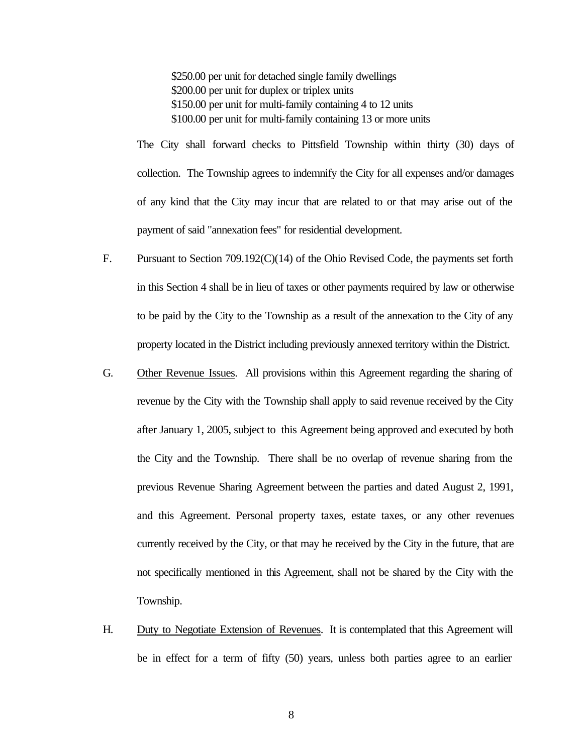$250.00 per unit for detached single family dwellings
$200.00 per unit for duplex or triplex units
$150.00 per unit for multi-family containing 4 to 12 units
$100.00 per unit for multi-family containing 13 or more units

The City shall forward checks to Pittsfield Township within thirty (30) days of collection. The Township agrees to indemnify the City for all expenses and/or damages of any kind that the City may incur that are related to or that may arise out of the payment of said "annexation fees" for residential development.

F. Pursuant to Section 709.192(C)(14) of the Ohio Revised Code, the payments set forth in this Section 4 shall be in lieu of taxes or other payments required by law or otherwise to be paid by the City to the Township as a result of the annexation to the City of any property located in the District including previously annexed territory within the District.

G. Other Revenue Issues. All provisions within this Agreement regarding the sharing of revenue by the City with the Township shall apply to said revenue received by the City after January 1, 2005, subject to this Agreement being approved and executed by both the City and the Township. There shall be no overlap of revenue sharing from the previous Revenue Sharing Agreement between the parties and dated August 2, 1991, and this Agreement. Personal property taxes, estate taxes, or any other revenues currently received by the City, or that may he received by the City in the future, that are not specifically mentioned in this Agreement, shall not be shared by the City with the Township.

H. Duty to Negotiate Extension of Revenues. It is contemplated that this Agreement will be in effect for a term of fifty (50) years, unless both parties agree to an earlier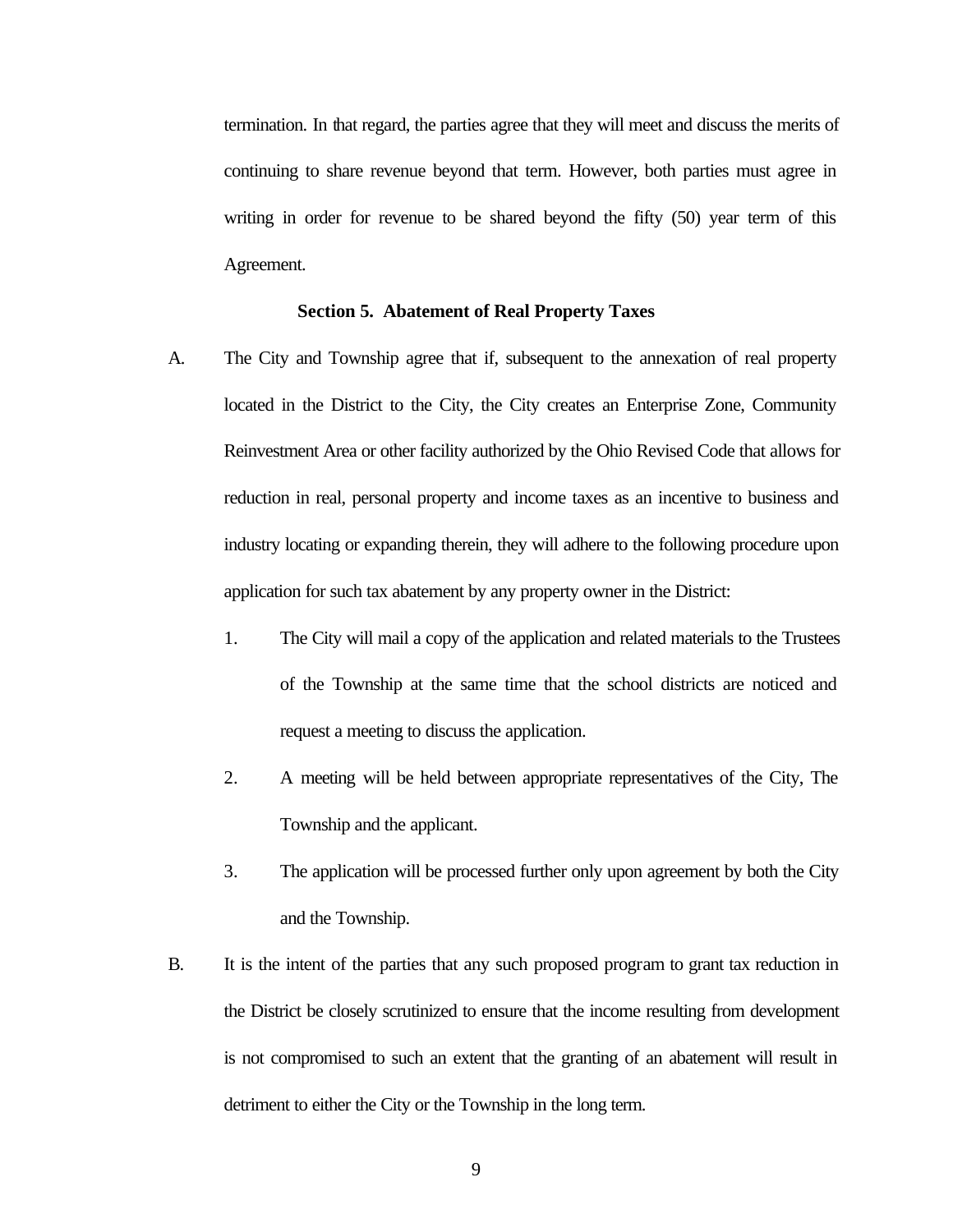termination. In that regard, the parties agree that they will meet and discuss the merits of continuing to share revenue beyond that term. However, both parties must agree in writing in order for revenue to be shared beyond the fifty (50) year term of this Agreement.

**Section 5. Abatement of Real Property Taxes**

A. The City and Township agree that if, subsequent to the annexation of real property located in the District to the City, the City creates an Enterprise Zone, Community Reinvestment Area or other facility authorized by the Ohio Revised Code that allows for reduction in real, personal property and income taxes as an incentive to business and industry locating or expanding therein, they will adhere to the following procedure upon application for such tax abatement by any property owner in the District:

   1. The City will mail a copy of the application and related materials to the Trustees of the Township at the same time that the school districts are noticed and request a meeting to discuss the application.

   2. A meeting will be held between appropriate representatives of the City, The Township and the applicant.

   3. The application will be processed further only upon agreement by both the City and the Township.

B. It is the intent of the parties that any such proposed program to grant tax reduction in the District be closely scrutinized to ensure that the income resulting from development is not compromised to such an extent that the granting of an abatement will result in detriment to either the City or the Township in the long term.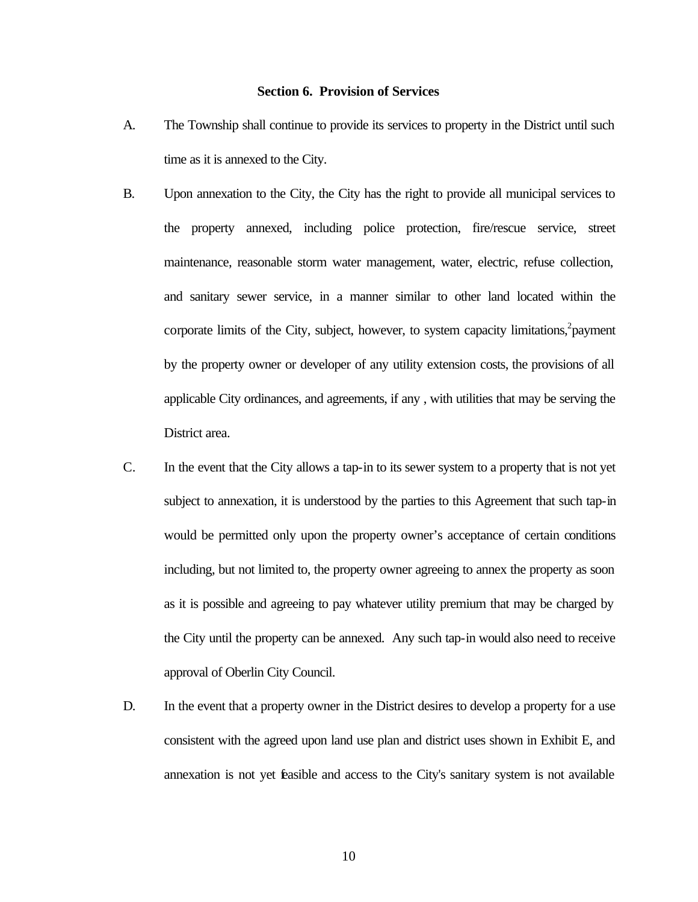### Section 6. Provision of Services

A. The Township shall continue to provide its services to property in the District until such time as it is annexed to the City.

B. Upon annexation to the City, the City has the right to provide all municipal services to the property annexed, including police protection, fire/rescue service, street maintenance, reasonable storm water management, water, electric, refuse collection, and sanitary sewer service, in a manner similar to other land located within the corporate limits of the City, subject, however, to system capacity limitations,[2] payment by the property owner or developer of any utility extension costs, the provisions of all applicable City ordinances, and agreements, if any , with utilities that may be serving the District area.

C. In the event that the City allows a tap-in to its sewer system to a property that is not yet subject to annexation, it is understood by the parties to this Agreement that such tap-in would be permitted only upon the property owner's acceptance of certain conditions including, but not limited to, the property owner agreeing to annex the property as soon as it is possible and agreeing to pay whatever utility premium that may be charged by the City until the property can be annexed. Any such tap-in would also need to receive approval of Oberlin City Council.

D. In the event that a property owner in the District desires to develop a property for a use consistent with the agreed upon land use plan and district uses shown in Exhibit E, and annexation is not yet feasible and access to the City's sanitary system is not available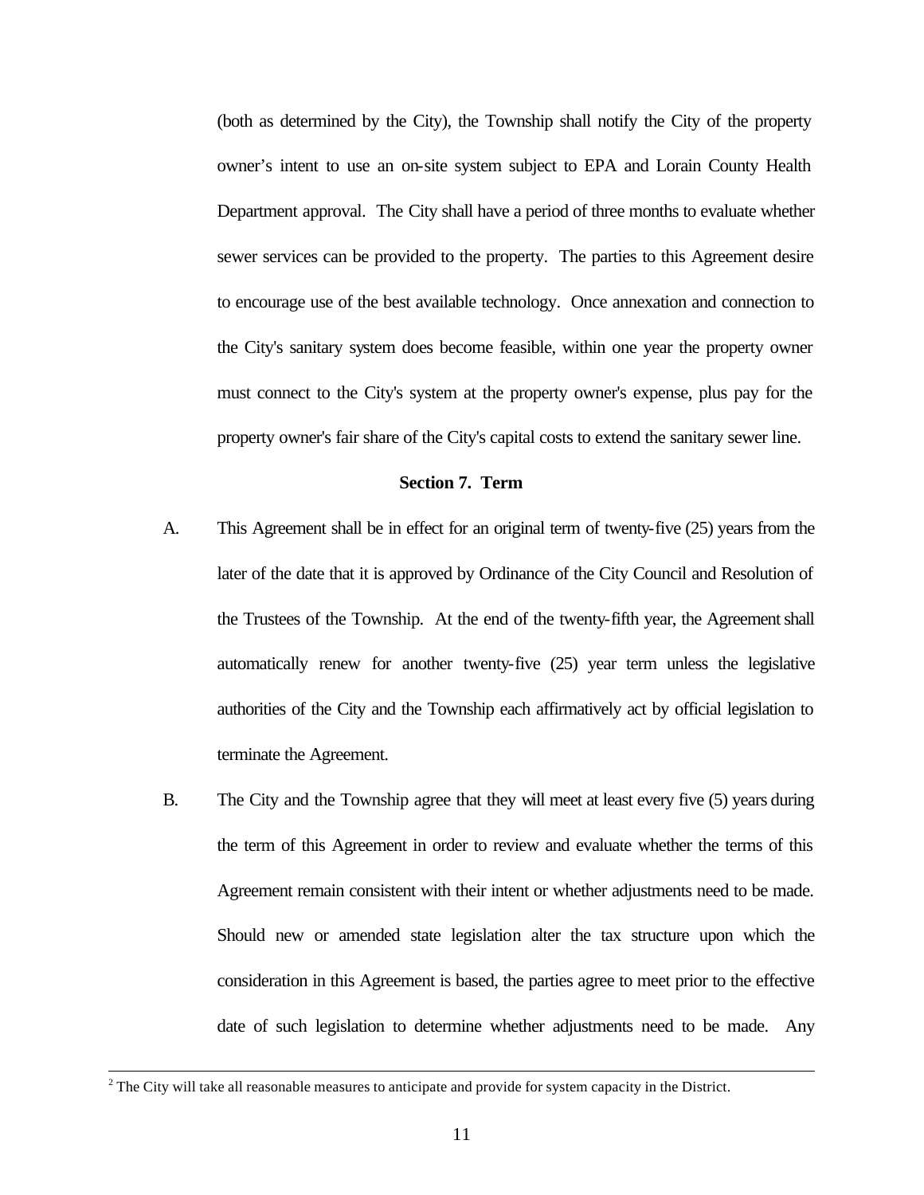(both as determined by the City), the Township shall notify the City of the property owner's intent to use an on-site system subject to EPA and Lorain County Health Department approval. The City shall have a period of three months to evaluate whether sewer services can be provided to the property. The parties to this Agreement desire to encourage use of the best available technology. Once annexation and connection to the City's sanitary system does become feasible, within one year the property owner must connect to the City's system at the property owner's expense, plus pay for the property owner's fair share of the City's capital costs to extend the sanitary sewer line.

**Section 7. Term**

A. This Agreement shall be in effect for an original term of twenty-five (25) years from the later of the date that it is approved by Ordinance of the City Council and Resolution of the Trustees of the Township. At the end of the twenty-fifth year, the Agreement shall automatically renew for another twenty-five (25) year term unless the legislative authorities of the City and the Township each affirmatively act by official legislation to terminate the Agreement.

B. The City and the Township agree that they will meet at least every five (5) years during the term of this Agreement in order to review and evaluate whether the terms of this Agreement remain consistent with their intent or whether adjustments need to be made. Should new or amended state legislation alter the tax structure upon which the consideration in this Agreement is based, the parties agree to meet prior to the effective date of such legislation to determine whether adjustments need to be made. Any

---

[2] The City will take all reasonable measures to anticipate and provide for system capacity in the District.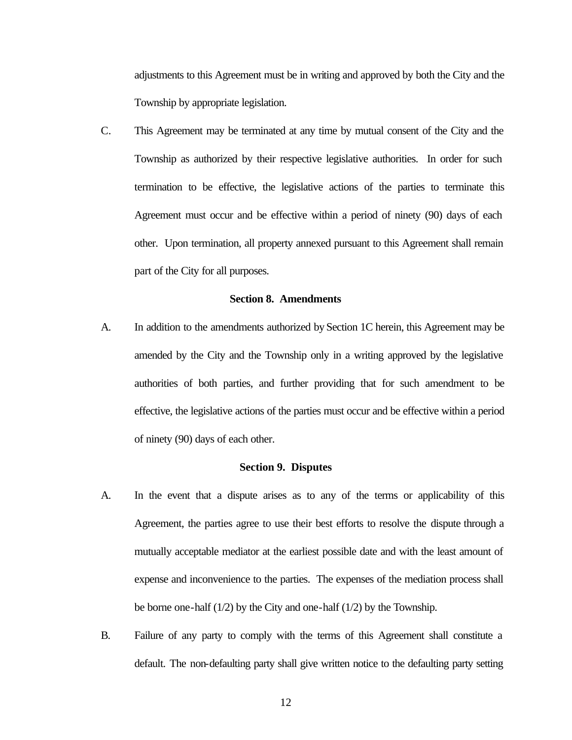adjustments to this Agreement must be in writing and approved by both the City and the Township by appropriate legislation.

C. This Agreement may be terminated at any time by mutual consent of the City and the Township as authorized by their respective legislative authorities. In order for such termination to be effective, the legislative actions of the parties to terminate this Agreement must occur and be effective within a period of ninety (90) days of each other. Upon termination, all property annexed pursuant to this Agreement shall remain part of the City for all purposes.

**Section 8. Amendments**

A. In addition to the amendments authorized by Section 1C herein, this Agreement may be amended by the City and the Township only in a writing approved by the legislative authorities of both parties, and further providing that for such amendment to be effective, the legislative actions of the parties must occur and be effective within a period of ninety (90) days of each other.

**Section 9. Disputes**

A. In the event that a dispute arises as to any of the terms or applicability of this Agreement, the parties agree to use their best efforts to resolve the dispute through a mutually acceptable mediator at the earliest possible date and with the least amount of expense and inconvenience to the parties. The expenses of the mediation process shall be borne one-half (1/2) by the City and one-half (1/2) by the Township.

B. Failure of any party to comply with the terms of this Agreement shall constitute a default. The non-defaulting party shall give written notice to the defaulting party setting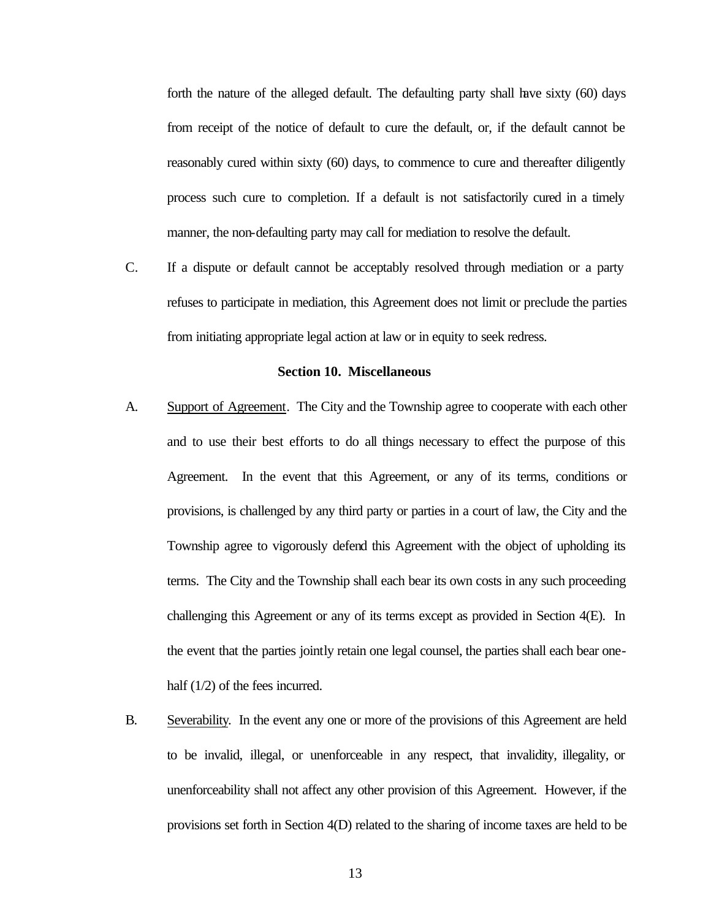forth the nature of the alleged default. The defaulting party shall have sixty (60) days from receipt of the notice of default to cure the default, or, if the default cannot be reasonably cured within sixty (60) days, to commence to cure and thereafter diligently process such cure to completion. If a default is not satisfactorily cured in a timely manner, the non-defaulting party may call for mediation to resolve the default.

C. If a dispute or default cannot be acceptably resolved through mediation or a party refuses to participate in mediation, this Agreement does not limit or preclude the parties from initiating appropriate legal action at law or in equity to seek redress.

**Section 10. Miscellaneous**

A. Support of Agreement. The City and the Township agree to cooperate with each other and to use their best efforts to do all things necessary to effect the purpose of this Agreement. In the event that this Agreement, or any of its terms, conditions or provisions, is challenged by any third party or parties in a court of law, the City and the Township agree to vigorously defend this Agreement with the object of upholding its terms. The City and the Township shall each bear its own costs in any such proceeding challenging this Agreement or any of its terms except as provided in Section 4(E). In the event that the parties jointly retain one legal counsel, the parties shall each bear one-half (1/2) of the fees incurred.

B. Severability. In the event any one or more of the provisions of this Agreement are held to be invalid, illegal, or unenforceable in any respect, that invalidity, illegality, or unenforceability shall not affect any other provision of this Agreement. However, if the provisions set forth in Section 4(D) related to the sharing of income taxes are held to be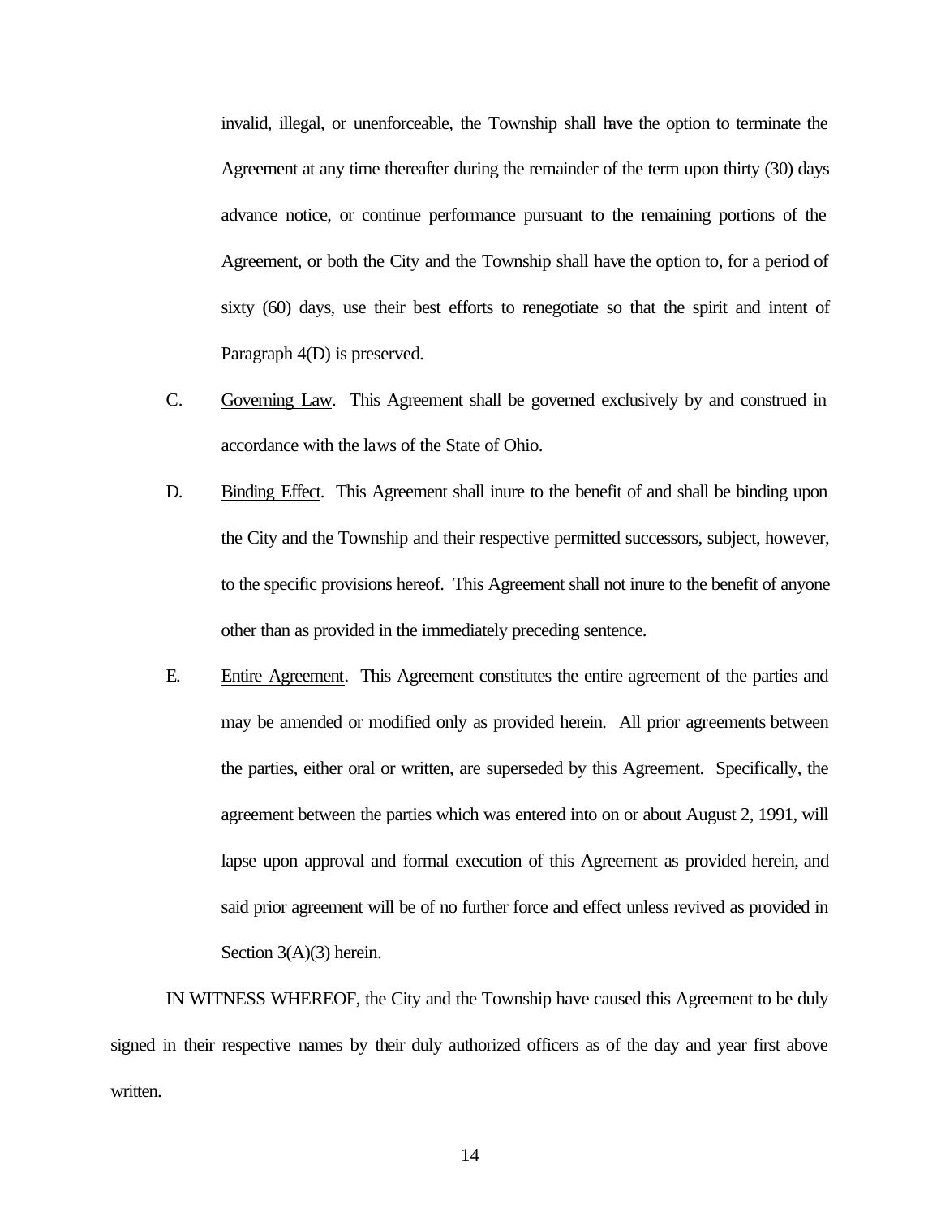invalid, illegal, or unenforceable, the Township shall have the option to terminate the Agreement at any time thereafter during the remainder of the term upon thirty (30) days advance notice, or continue performance pursuant to the remaining portions of the Agreement, or both the City and the Township shall have the option to, for a period of sixty (60) days, use their best efforts to renegotiate so that the spirit and intent of Paragraph 4(D) is preserved.

C. Governing Law. This Agreement shall be governed exclusively by and construed in accordance with the laws of the State of Ohio.

D. Binding Effect. This Agreement shall inure to the benefit of and shall be binding upon the City and the Township and their respective permitted successors, subject, however, to the specific provisions hereof. This Agreement shall not inure to the benefit of anyone other than as provided in the immediately preceding sentence.

E. Entire Agreement. This Agreement constitutes the entire agreement of the parties and may be amended or modified only as provided herein. All prior agreements between the parties, either oral or written, are superseded by this Agreement. Specifically, the agreement between the parties which was entered into on or about August 2, 1991, will lapse upon approval and formal execution of this Agreement as provided herein, and said prior agreement will be of no further force and effect unless revived as provided in Section 3(A)(3) herein.

IN WITNESS WHEREOF, the City and the Township have caused this Agreement to be duly signed in their respective names by their duly authorized officers as of the day and year first above written.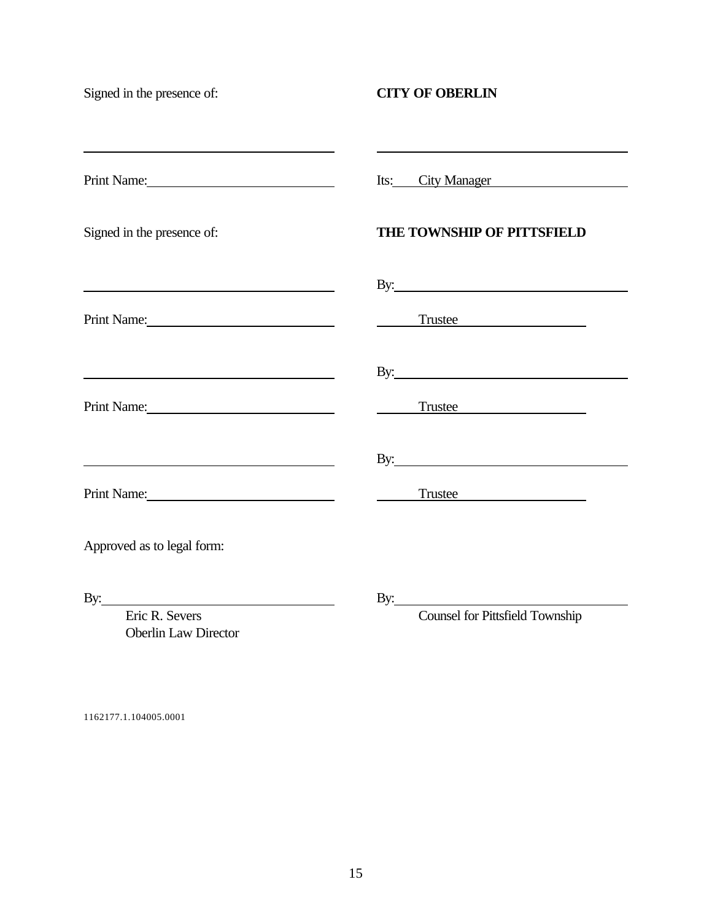Signed in the presence of: **CITY OF OBERLIN**

______________________________ ______________________________

Print Name:____________________ Its: City Manager

Signed in the presence of: **THE TOWNSHIP OF PITTSFIELD**

______________________________ By:____________________________

Print Name:____________________ Trustee

______________________________ By:____________________________

Print Name:____________________ Trustee

______________________________ By:____________________________

Print Name:____________________ Trustee

Approved as to legal form:

By:____________________________
Eric R. Severs
Oberlin Law Director

By:____________________________
Counsel for Pittsfield Township

1162177.1.104005.0001